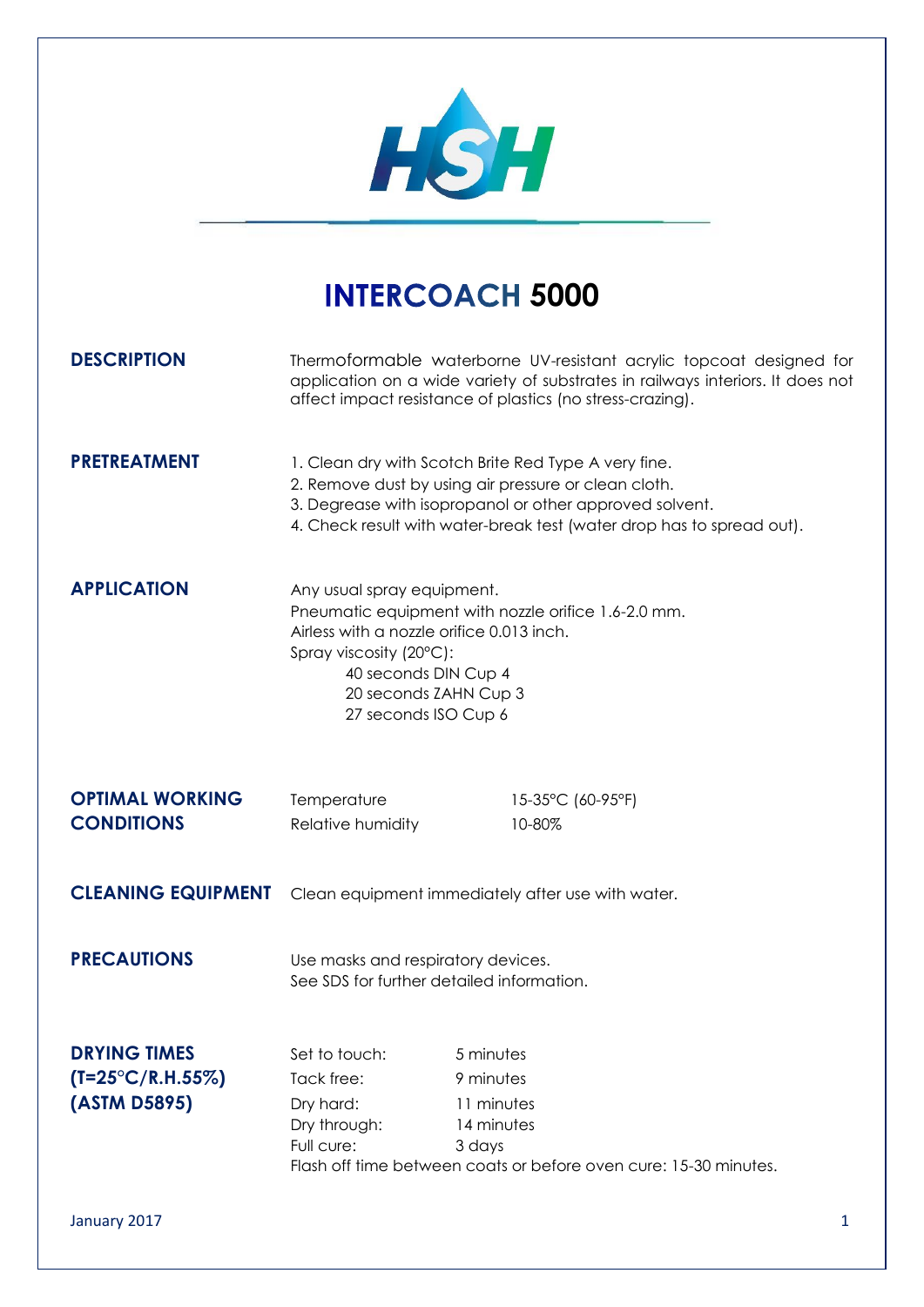# INTERCOACH 5000

**DESCRIPTION**

Thermoformable waterborne UV-resistant acrylic topcoat designed for application on a wide variety of substrates in railways interiors. It does not affect impact resistance of plastics (no stress-crazing).

**PRETREATMENT**

1. Clean dry with Scotch Brite Red Type A very fine.
2. Remove dust by using air pressure or clean cloth.
3. Degrease with isopropanol or other approved solvent.
4. Check result with water-break test (water drop has to spread out).

**APPLICATION**

Any usual spray equipment.
Pneumatic equipment with nozzle orifice 1.6-2.0 mm.
Airless with a nozzle orifice 0.013 inch.
Spray viscosity (20°C):

- 40 seconds DIN Cup 4
- 20 seconds ZAHN Cup 3
- 27 seconds ISO Cup 6

**OPTIMAL WORKING CONDITIONS**

| | |
|---|---|
| Temperature | 15-35°C (60-95°F) |
| Relative humidity | 10-80% |

**CLEANING EQUIPMENT**

Clean equipment immediately after use with water.

**PRECAUTIONS**

Use masks and respiratory devices.
See SDS for further detailed information.

**DRYING TIMES (T=25°C/R.H.55%) (ASTM D5895)**

| | |
|---|---|
| Set to touch: | 5 minutes |
| Tack free: | 9 minutes |
| Dry hard: | 11 minutes |
| Dry through: | 14 minutes |
| Full cure: | 3 days |

Flash off time between coats or before oven cure: 15-30 minutes.

January 2017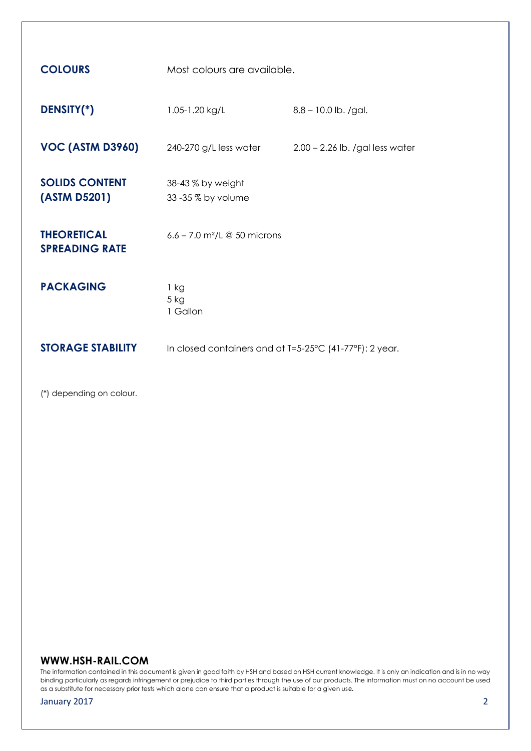| | | |
|---|---|---|
| **COLOURS** | Most colours are available. | |
| **DENSITY(*)** | 1.05-1.20 kg/L | 8.8 – 10.0 lb. /gal. |
| **VOC (ASTM D3960)** | 240-270 g/L less water | 2.00 – 2.26 lb. /gal less water |
| **SOLIDS CONTENT (ASTM D5201)** | 38-43 % by weight<br>33 -35 % by volume | |
| **THEORETICAL SPREADING RATE** | 6.6 – 7.0 $m^2$/L @ 50 microns | |
| **PACKAGING** | 1 kg<br>5 kg<br>1 Gallon | |
| **STORAGE STABILITY** | In closed containers and at T=5-25°C (41-77°F): 2 year. | |

(*) depending on colour.

**WWW.HSH-RAIL.COM**

The information contained in this document is given in good faith by HSH and based on HSH current knowledge. It is only an indication and is in no way binding particularly as regards infringement or prejudice to third parties through the use of our products. The information must on no account be used as a substitute for necessary prior tests which alone can ensure that a product is suitable for a given use.

January 2017